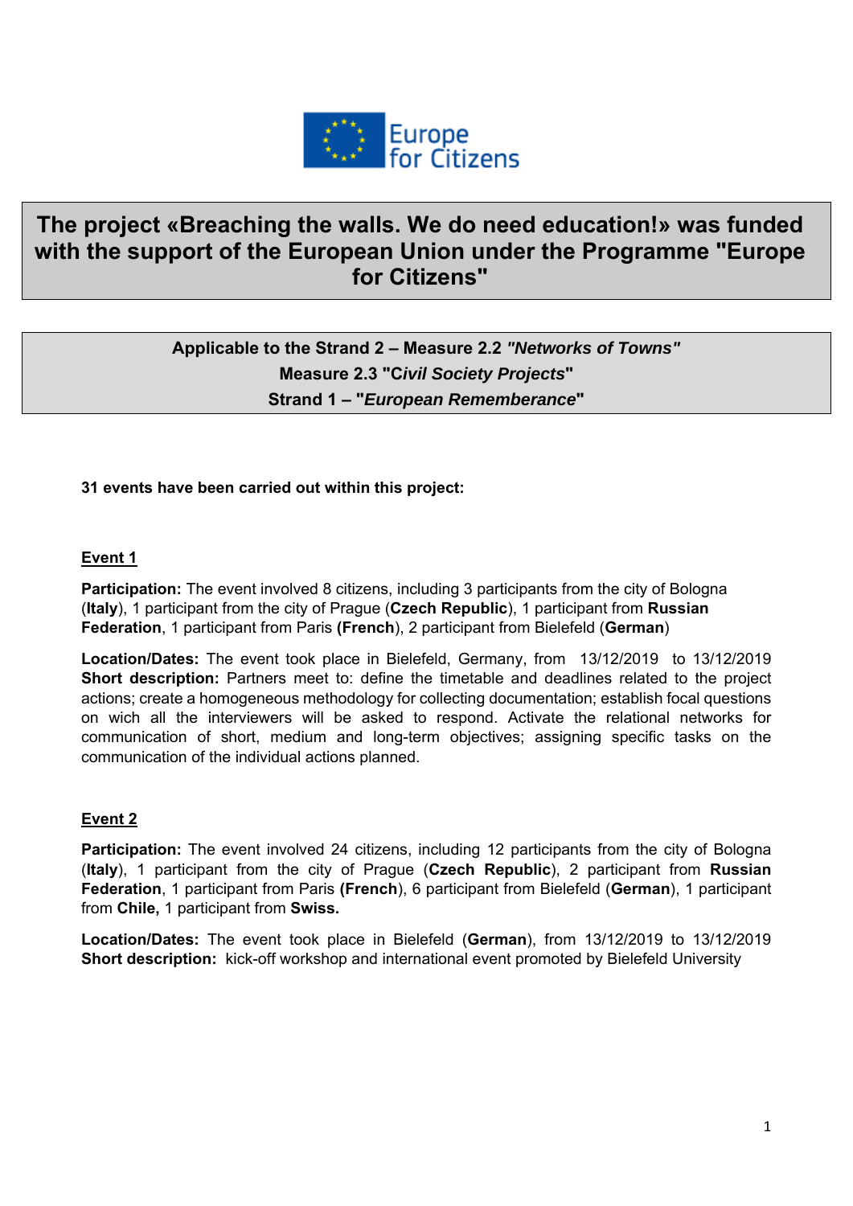Europe for Citizens

# The project «Breaching the walls. We do need education!» was funded with the support of the European Union under the Programme "Europe for Citizens"

**Applicable to the Strand 2 – Measure 2.2 *"Networks of Towns"***
**Measure 2.3 "C*ivil Society Projects*"**
**Strand 1 – "*European Rememberance*"**

**31 events have been carried out within this project:**

## Event 1

**Participation:** The event involved 8 citizens, including 3 participants from the city of Bologna (**Italy**), 1 participant from the city of Prague (**Czech Republic**), 1 participant from **Russian Federation**, 1 participant from Paris **(French)**, 2 participant from Bielefeld (**German**)

**Location/Dates:** The event took place in Bielefeld, Germany, from 13/12/2019 to 13/12/2019
**Short description:** Partners meet to: define the timetable and deadlines related to the project actions; create a homogeneous methodology for collecting documentation; establish focal questions on wich all the interviewers will be asked to respond. Activate the relational networks for communication of short, medium and long-term objectives; assigning specific tasks on the communication of the individual actions planned.

## Event 2

**Participation:** The event involved 24 citizens, including 12 participants from the city of Bologna (**Italy**), 1 participant from the city of Prague (**Czech Republic**), 2 participant from **Russian Federation**, 1 participant from Paris **(French)**, 6 participant from Bielefeld (**German**), 1 participant from **Chile,** 1 participant from **Swiss.**

**Location/Dates:** The event took place in Bielefeld (**German**), from 13/12/2019 to 13/12/2019
**Short description:** kick-off workshop and international event promoted by Bielefeld University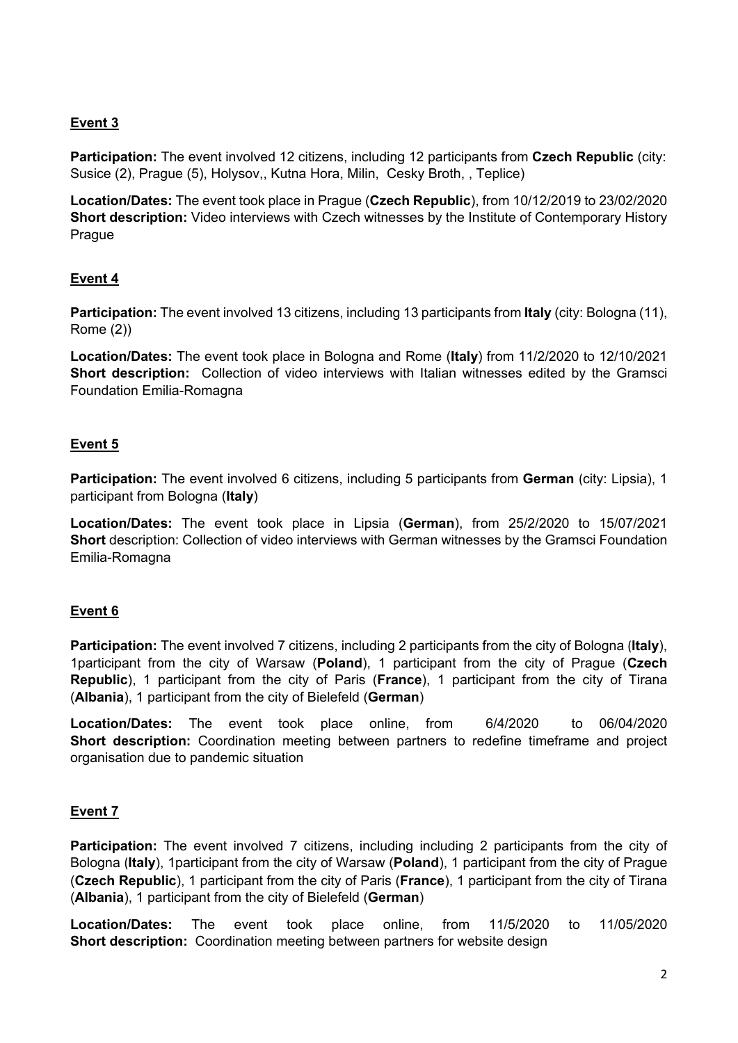**Event 3**

**Participation:** The event involved 12 citizens, including 12 participants from **Czech Republic** (city: Susice (2), Prague (5), Holysov,, Kutna Hora, Milin, Cesky Broth, , Teplice)

**Location/Dates:** The event took place in Prague (**Czech Republic**), from 10/12/2019 to 23/02/2020
**Short description:** Video interviews with Czech witnesses by the Institute of Contemporary History Prague

**Event 4**

**Participation:** The event involved 13 citizens, including 13 participants from **Italy** (city: Bologna (11), Rome (2))

**Location/Dates:** The event took place in Bologna and Rome (**Italy**) from 11/2/2020 to 12/10/2021
**Short description:** Collection of video interviews with Italian witnesses edited by the Gramsci Foundation Emilia-Romagna

**Event 5**

**Participation:** The event involved 6 citizens, including 5 participants from **German** (city: Lipsia), 1 participant from Bologna (**Italy**)

**Location/Dates:** The event took place in Lipsia (**German**), from 25/2/2020 to 15/07/2021
**Short** description: Collection of video interviews with German witnesses by the Gramsci Foundation Emilia-Romagna

**Event 6**

**Participation:** The event involved 7 citizens, including 2 participants from the city of Bologna (**Italy**), 1participant from the city of Warsaw (**Poland**), 1 participant from the city of Prague (**Czech Republic**), 1 participant from the city of Paris (**France**), 1 participant from the city of Tirana (**Albania**), 1 participant from the city of Bielefeld (**German**)

**Location/Dates:** The event took place online, from 6/4/2020 to 06/04/2020
**Short description:** Coordination meeting between partners to redefine timeframe and project organisation due to pandemic situation

**Event 7**

**Participation:** The event involved 7 citizens, including including 2 participants from the city of Bologna (**Italy**), 1participant from the city of Warsaw (**Poland**), 1 participant from the city of Prague (**Czech Republic**), 1 participant from the city of Paris (**France**), 1 participant from the city of Tirana (**Albania**), 1 participant from the city of Bielefeld (**German**)

**Location/Dates:** The event took place online, from 11/5/2020 to 11/05/2020
**Short description:** Coordination meeting between partners for website design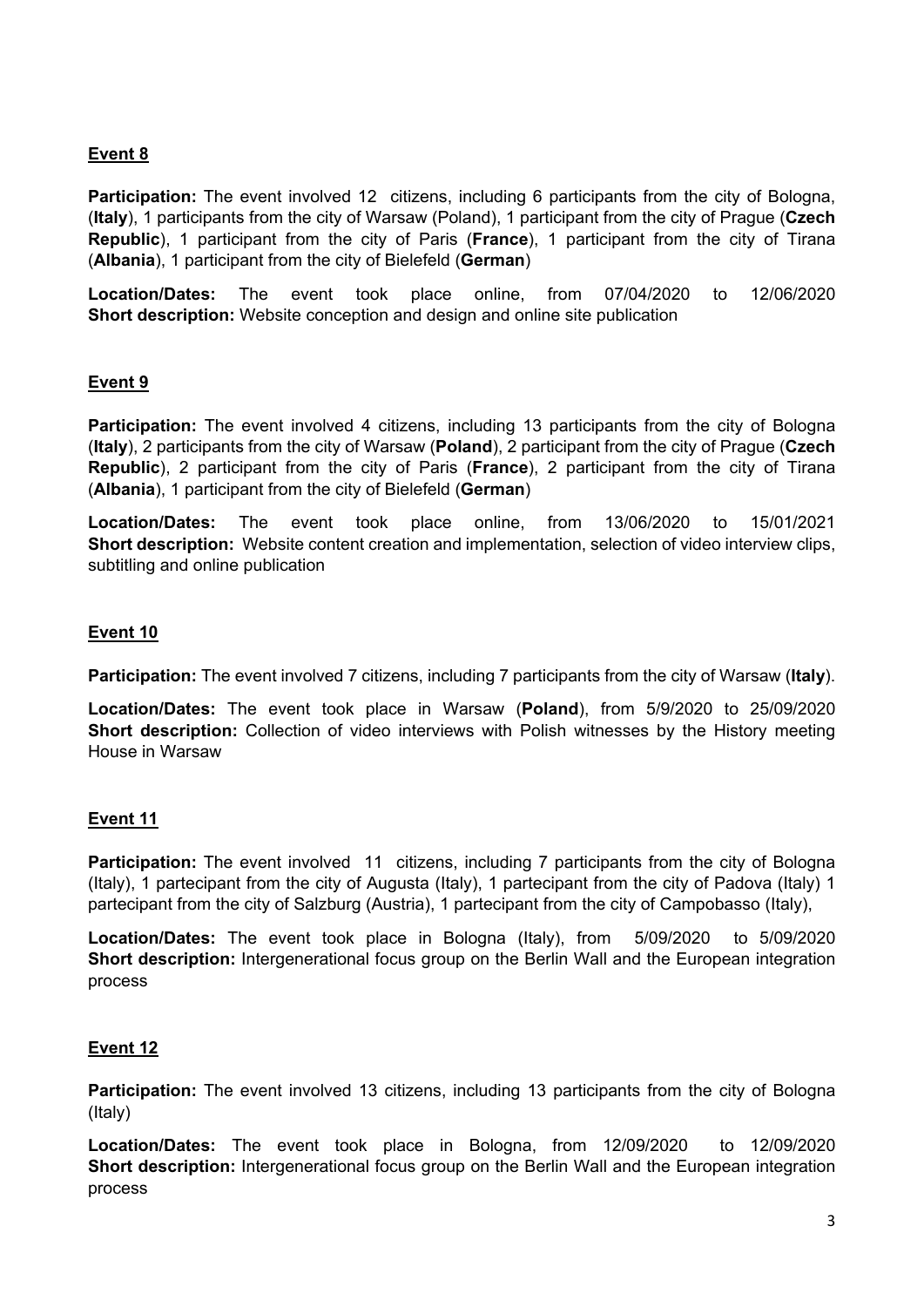**Event 8**

**Participation:** The event involved 12 citizens, including 6 participants from the city of Bologna, (**Italy**), 1 participants from the city of Warsaw (Poland), 1 participant from the city of Prague (**Czech Republic**), 1 participant from the city of Paris (**France**), 1 participant from the city of Tirana (**Albania**), 1 participant from the city of Bielefeld (**German**)

**Location/Dates:** The event took place online, from 07/04/2020 to 12/06/2020
**Short description:** Website conception and design and online site publication

**Event 9**

**Participation:** The event involved 4 citizens, including 13 participants from the city of Bologna (**Italy**), 2 participants from the city of Warsaw (**Poland**), 2 participant from the city of Prague (**Czech Republic**), 2 participant from the city of Paris (**France**), 2 participant from the city of Tirana (**Albania**), 1 participant from the city of Bielefeld (**German**)

**Location/Dates:** The event took place online, from 13/06/2020 to 15/01/2021
**Short description:** Website content creation and implementation, selection of video interview clips, subtitling and online publication

**Event 10**

**Participation:** The event involved 7 citizens, including 7 participants from the city of Warsaw (**Italy**).

**Location/Dates:** The event took place in Warsaw (**Poland**), from 5/9/2020 to 25/09/2020
**Short description:** Collection of video interviews with Polish witnesses by the History meeting House in Warsaw

**Event 11**

**Participation:** The event involved 11 citizens, including 7 participants from the city of Bologna (Italy), 1 partecipant from the city of Augusta (Italy), 1 partecipant from the city of Padova (Italy) 1 partecipant from the city of Salzburg (Austria), 1 partecipant from the city of Campobasso (Italy),

**Location/Dates:** The event took place in Bologna (Italy), from 5/09/2020 to 5/09/2020
**Short description:** Intergenerational focus group on the Berlin Wall and the European integration process

**Event 12**

**Participation:** The event involved 13 citizens, including 13 participants from the city of Bologna (Italy)

**Location/Dates:** The event took place in Bologna, from 12/09/2020 to 12/09/2020
**Short description:** Intergenerational focus group on the Berlin Wall and the European integration process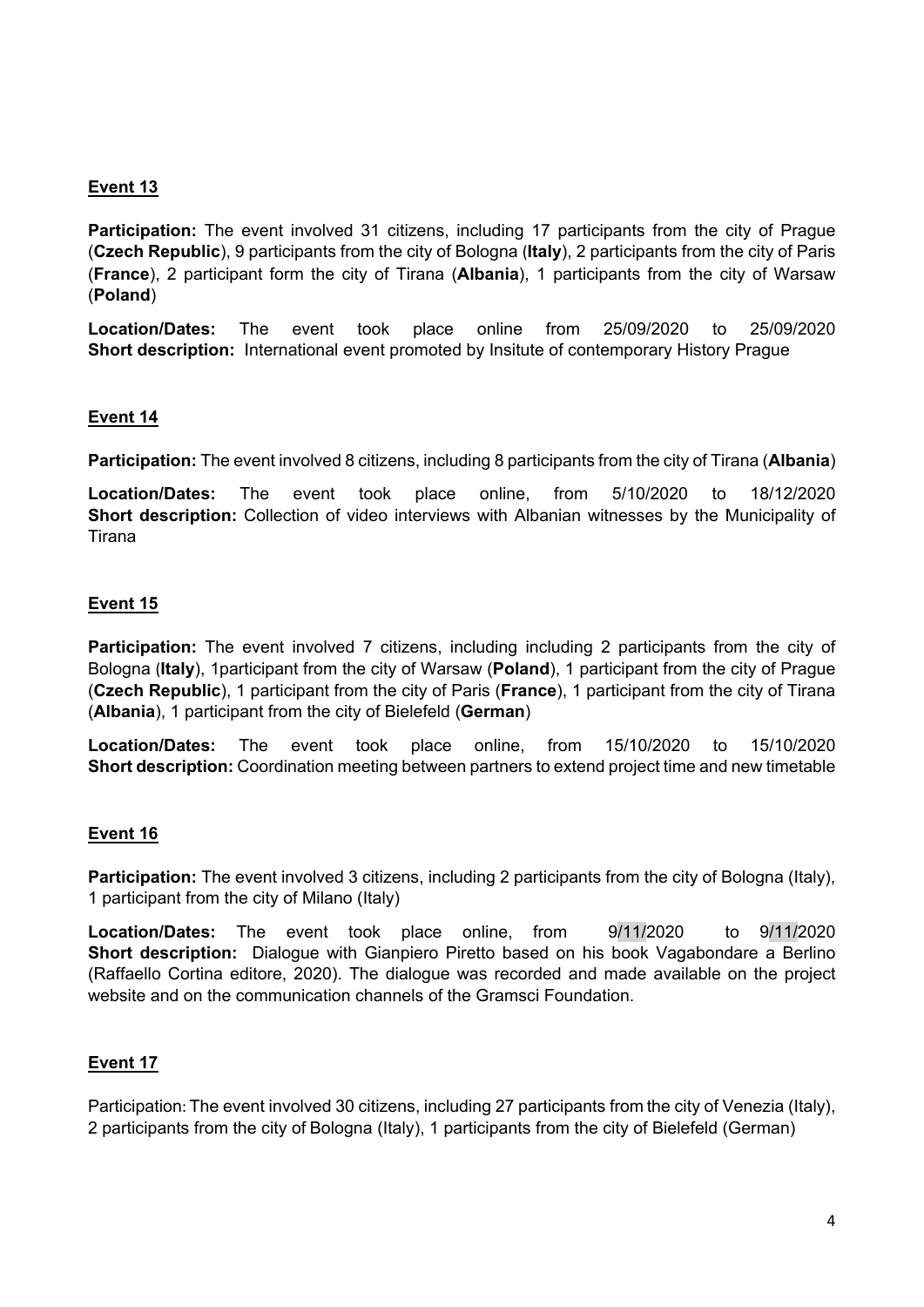**Event 13**

**Participation:** The event involved 31 citizens, including 17 participants from the city of Prague (**Czech Republic**), 9 participants from the city of Bologna (**Italy**), 2 participants from the city of Paris (**France**), 2 participant form the city of Tirana (**Albania**), 1 participants from the city of Warsaw (**Poland**)

**Location/Dates:** The event took place online from 25/09/2020 to 25/09/2020
**Short description:** International event promoted by Insitute of contemporary History Prague

**Event 14**

**Participation:** The event involved 8 citizens, including 8 participants from the city of Tirana (**Albania**)

**Location/Dates:** The event took place online, from 5/10/2020 to 18/12/2020
**Short description:** Collection of video interviews with Albanian witnesses by the Municipality of Tirana

**Event 15**

**Participation:** The event involved 7 citizens, including including 2 participants from the city of Bologna (**Italy**), 1participant from the city of Warsaw (**Poland**), 1 participant from the city of Prague (**Czech Republic**), 1 participant from the city of Paris (**France**), 1 participant from the city of Tirana (**Albania**), 1 participant from the city of Bielefeld (**German**)

**Location/Dates:** The event took place online, from 15/10/2020 to 15/10/2020
**Short description:** Coordination meeting between partners to extend project time and new timetable

**Event 16**

**Participation:** The event involved 3 citizens, including 2 participants from the city of Bologna (Italy), 1 participant from the city of Milano (Italy)

**Location/Dates:** The event took place online, from 9/11/2020 to 9/11/2020
**Short description:** Dialogue with Gianpiero Piretto based on his book Vagabondare a Berlino (Raffaello Cortina editore, 2020). The dialogue was recorded and made available on the project website and on the communication channels of the Gramsci Foundation.

**Event 17**

Participation: The event involved 30 citizens, including 27 participants from the city of Venezia (Italy), 2 participants from the city of Bologna (Italy), 1 participants from the city of Bielefeld (German)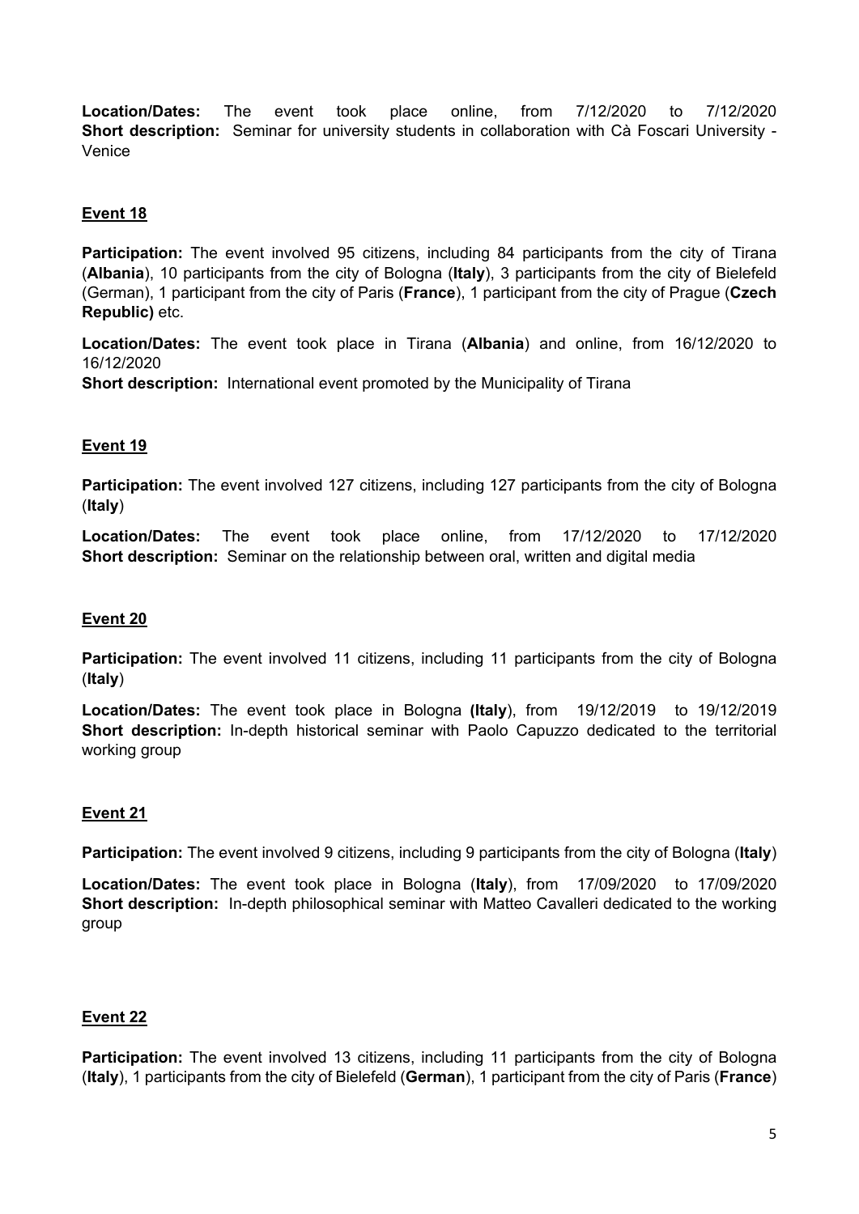**Location/Dates:** The event took place online, from 7/12/2020 to 7/12/2020
**Short description:** Seminar for university students in collaboration with Cà Foscari University - Venice

**Event 18**

**Participation:** The event involved 95 citizens, including 84 participants from the city of Tirana (**Albania**), 10 participants from the city of Bologna (**Italy**), 3 participants from the city of Bielefeld (German), 1 participant from the city of Paris (**France**), 1 participant from the city of Prague (**Czech Republic)** etc.

**Location/Dates:** The event took place in Tirana (**Albania**) and online, from 16/12/2020 to 16/12/2020
**Short description:** International event promoted by the Municipality of Tirana

**Event 19**

**Participation:** The event involved 127 citizens, including 127 participants from the city of Bologna (**Italy**)

**Location/Dates:** The event took place online, from 17/12/2020 to 17/12/2020
**Short description:** Seminar on the relationship between oral, written and digital media

**Event 20**

**Participation:** The event involved 11 citizens, including 11 participants from the city of Bologna (**Italy**)

**Location/Dates:** The event took place in Bologna **(Italy**), from 19/12/2019 to 19/12/2019
**Short description:** In-depth historical seminar with Paolo Capuzzo dedicated to the territorial working group

**Event 21**

**Participation:** The event involved 9 citizens, including 9 participants from the city of Bologna (**Italy**)

**Location/Dates:** The event took place in Bologna (**Italy**), from 17/09/2020 to 17/09/2020
**Short description:** In-depth philosophical seminar with Matteo Cavalleri dedicated to the working group

**Event 22**

**Participation:** The event involved 13 citizens, including 11 participants from the city of Bologna (**Italy**), 1 participants from the city of Bielefeld (**German**), 1 participant from the city of Paris (**France**)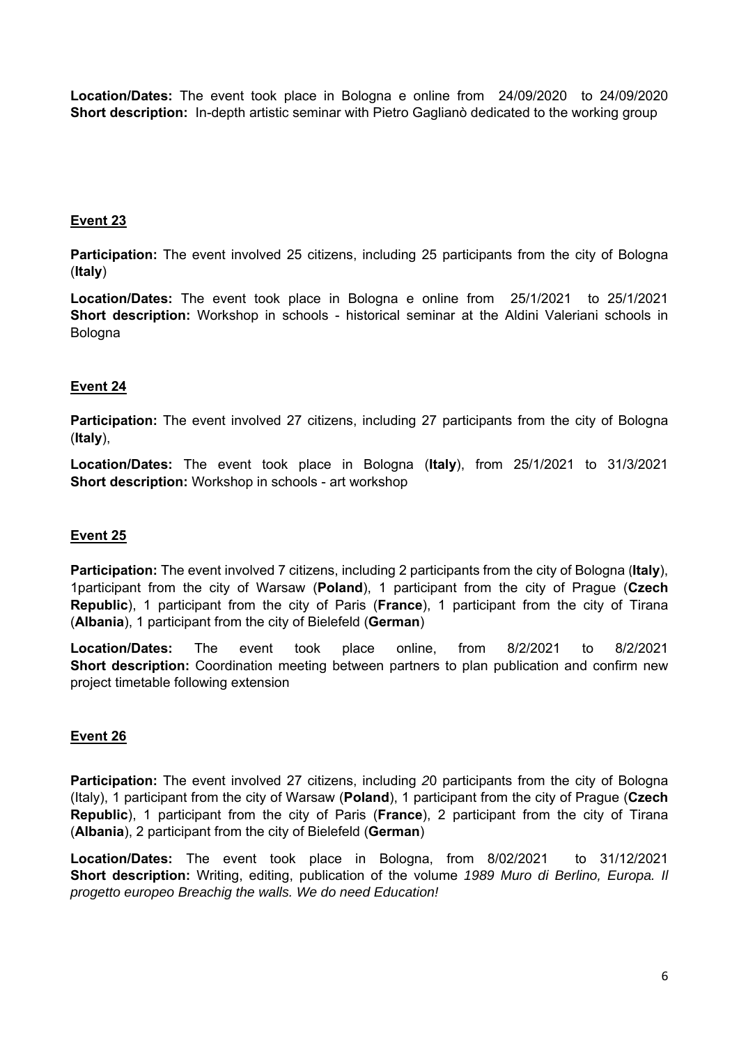**Location/Dates:** The event took place in Bologna e online from 24/09/2020 to 24/09/2020
**Short description:** In-depth artistic seminar with Pietro Gaglianò dedicated to the working group

## Event 23

**Participation:** The event involved 25 citizens, including 25 participants from the city of Bologna (**Italy**)

**Location/Dates:** The event took place in Bologna e online from 25/1/2021 to 25/1/2021
**Short description:** Workshop in schools - historical seminar at the Aldini Valeriani schools in Bologna

## Event 24

**Participation:** The event involved 27 citizens, including 27 participants from the city of Bologna (**Italy**),

**Location/Dates:** The event took place in Bologna (**Italy**), from 25/1/2021 to 31/3/2021
**Short description:** Workshop in schools - art workshop

## Event 25

**Participation:** The event involved 7 citizens, including 2 participants from the city of Bologna (**Italy**), 1participant from the city of Warsaw (**Poland**), 1 participant from the city of Prague (**Czech Republic**), 1 participant from the city of Paris (**France**), 1 participant from the city of Tirana (**Albania**), 1 participant from the city of Bielefeld (**German**)

**Location/Dates:** The event took place online, from 8/2/2021 to 8/2/2021
**Short description:** Coordination meeting between partners to plan publication and confirm new project timetable following extension

## Event 26

**Participation:** The event involved 27 citizens, including 20 participants from the city of Bologna (Italy), 1 participant from the city of Warsaw (**Poland**), 1 participant from the city of Prague (**Czech Republic**), 1 participant from the city of Paris (**France**), 2 participant from the city of Tirana (**Albania**), 2 participant from the city of Bielefeld (**German**)

**Location/Dates:** The event took place in Bologna, from 8/02/2021 to 31/12/2021
**Short description:** Writing, editing, publication of the volume *1989 Muro di Berlino, Europa. Il progetto europeo Breachig the walls. We do need Education!*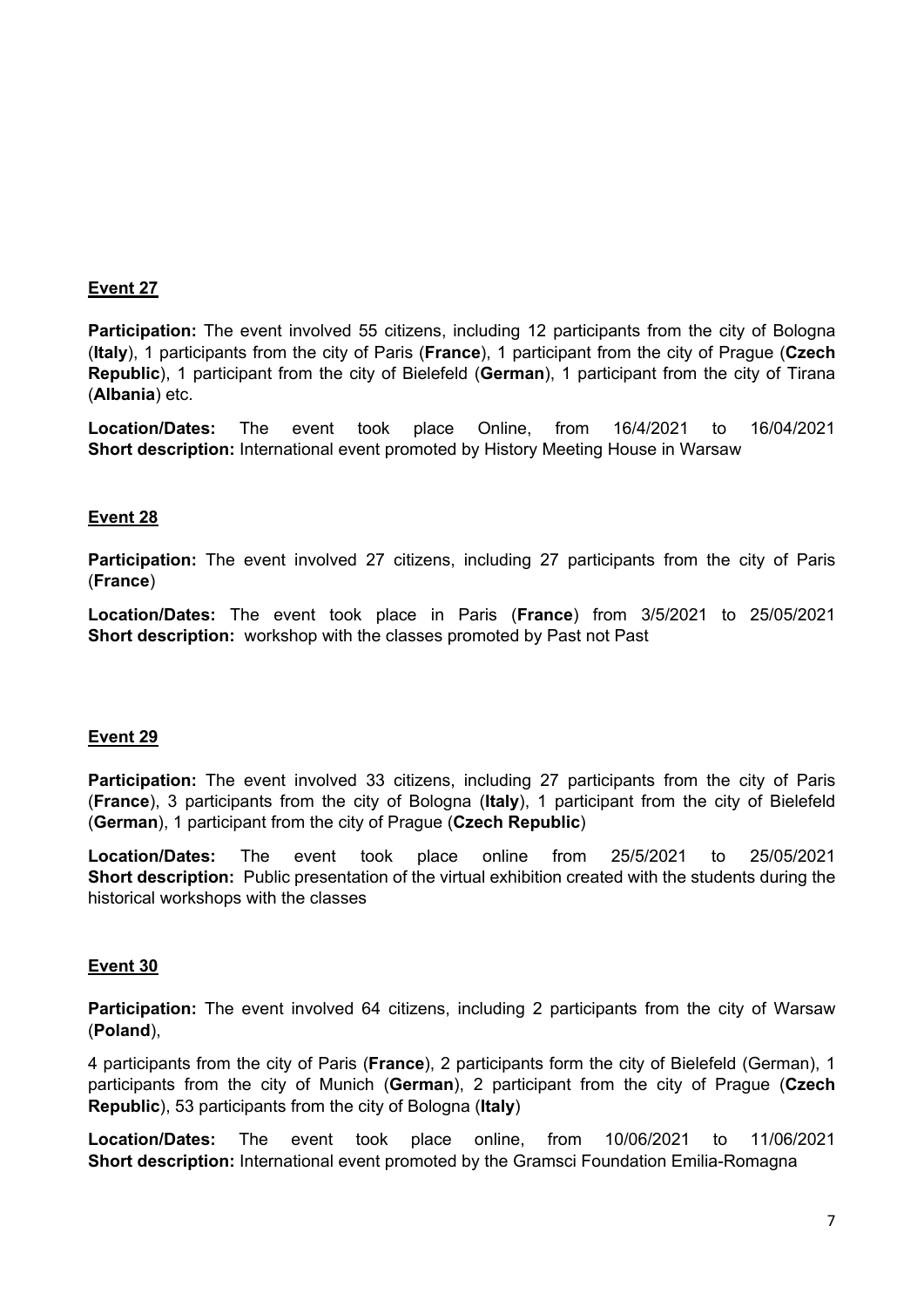**Event 27**

**Participation:** The event involved 55 citizens, including 12 participants from the city of Bologna (**Italy**), 1 participants from the city of Paris (**France**), 1 participant from the city of Prague (**Czech Republic**), 1 participant from the city of Bielefeld (**German**), 1 participant from the city of Tirana (**Albania**) etc.

**Location/Dates:** The event took place Online, from 16/4/2021 to 16/04/2021
**Short description:** International event promoted by History Meeting House in Warsaw

**Event 28**

**Participation:** The event involved 27 citizens, including 27 participants from the city of Paris (**France**)

**Location/Dates:** The event took place in Paris (**France**) from 3/5/2021 to 25/05/2021
**Short description:** workshop with the classes promoted by Past not Past

**Event 29**

**Participation:** The event involved 33 citizens, including 27 participants from the city of Paris (**France**), 3 participants from the city of Bologna (**Italy**), 1 participant from the city of Bielefeld (**German**), 1 participant from the city of Prague (**Czech Republic**)

**Location/Dates:** The event took place online from 25/5/2021 to 25/05/2021
**Short description:** Public presentation of the virtual exhibition created with the students during the historical workshops with the classes

**Event 30**

**Participation:** The event involved 64 citizens, including 2 participants from the city of Warsaw (**Poland**),

4 participants from the city of Paris (**France**), 2 participants form the city of Bielefeld (German), 1 participants from the city of Munich (**German**), 2 participant from the city of Prague (**Czech Republic**), 53 participants from the city of Bologna (**Italy**)

**Location/Dates:** The event took place online, from 10/06/2021 to 11/06/2021
**Short description:** International event promoted by the Gramsci Foundation Emilia-Romagna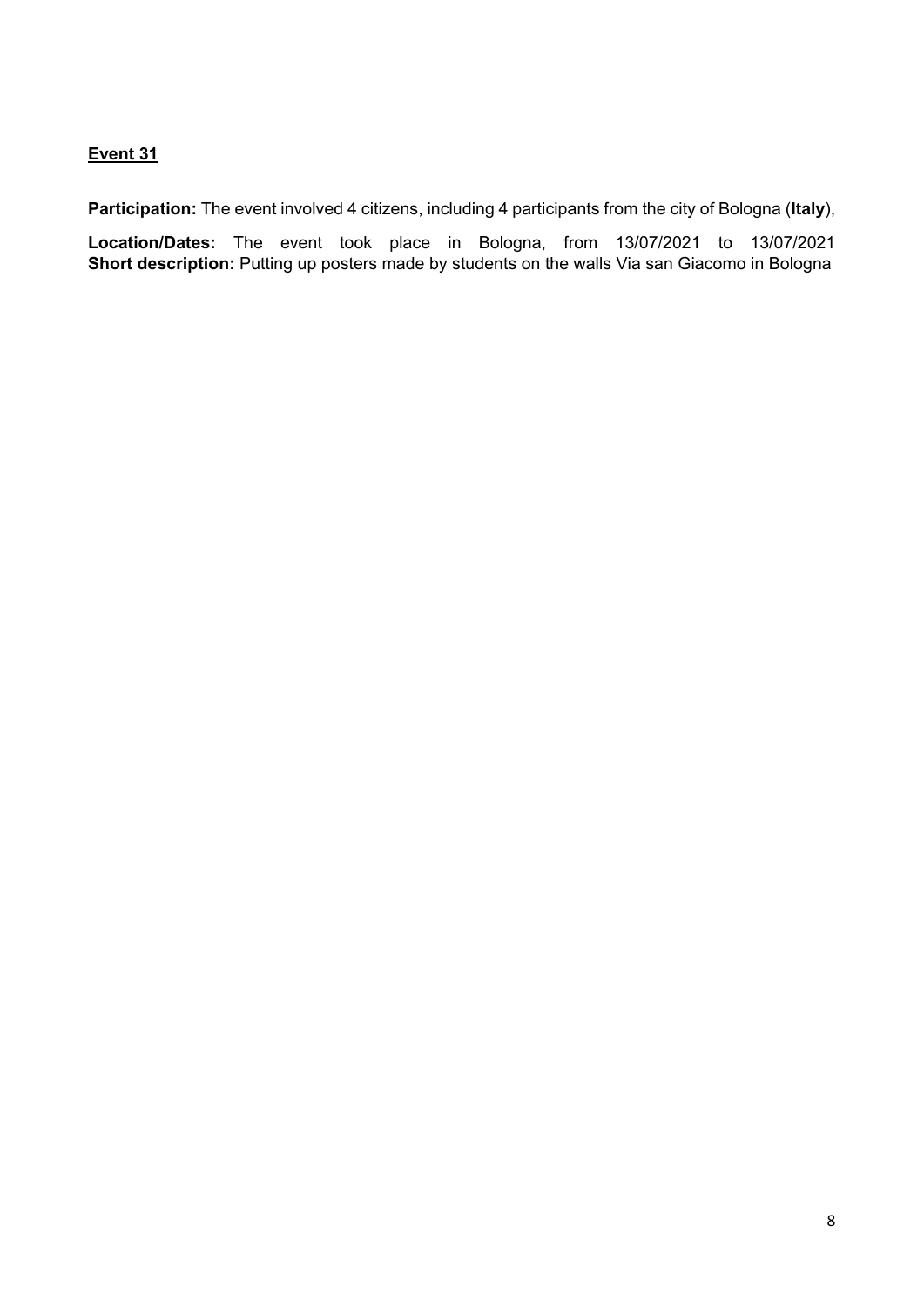**Event 31**

**Participation:** The event involved 4 citizens, including 4 participants from the city of Bologna (**Italy**),

**Location/Dates:** The event took place in Bologna, from 13/07/2021 to 13/07/2021
**Short description:** Putting up posters made by students on the walls Via san Giacomo in Bologna